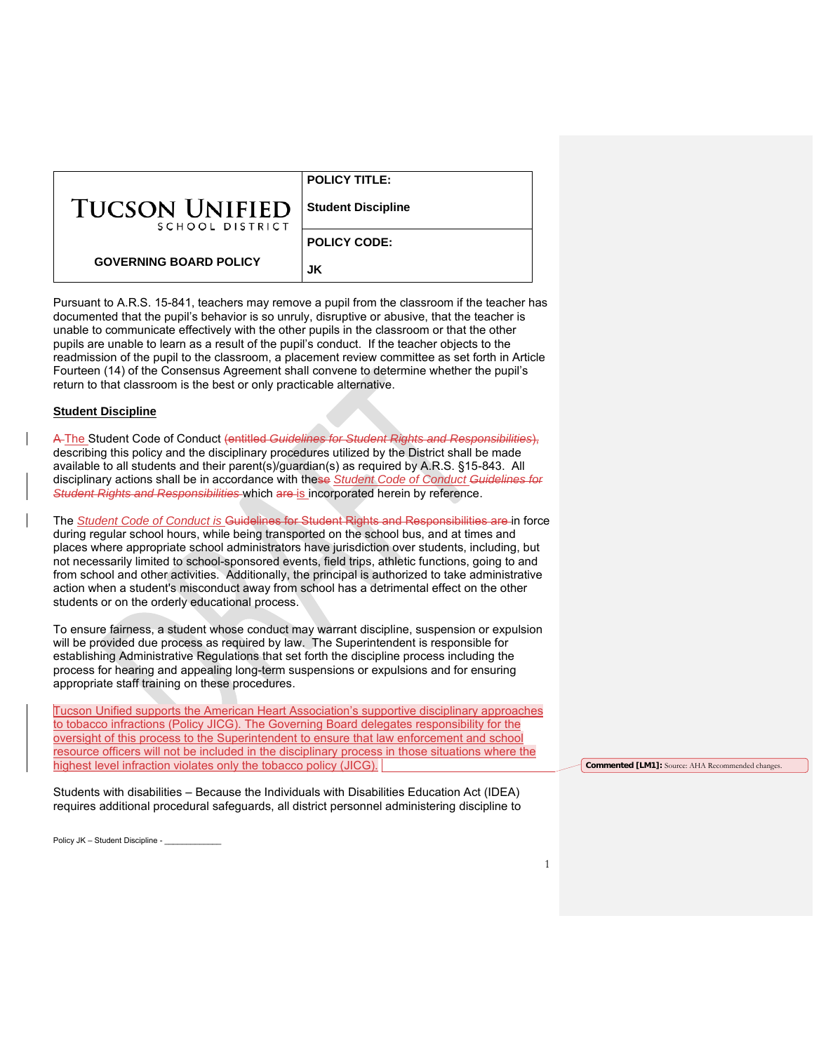| TUCSON UNIFIED SCHOOL DISTRICT | POLICY TITLE: |
|---|---|
| | **Student Discipline** |
| **GOVERNING BOARD POLICY** | **POLICY CODE:** |
| | **JK** |

Pursuant to A.R.S. 15-841, teachers may remove a pupil from the classroom if the teacher has documented that the pupil's behavior is so unruly, disruptive or abusive, that the teacher is unable to communicate effectively with the other pupils in the classroom or that the other pupils are unable to learn as a result of the pupil's conduct. If the teacher objects to the readmission of the pupil to the classroom, a placement review committee as set forth in Article Fourteen (14) of the Consensus Agreement shall convene to determine whether the pupil's return to that classroom is the best or only practicable alternative.

**Student Discipline**

~~A~~ The Student Code of Conduct ~~(entitled *Guidelines for Student Rights and Responsibilities*),~~ describing this policy and the disciplinary procedures utilized by the District shall be made available to all students and their parent(s)/guardian(s) as required by A.R.S. §15-843. All disciplinary actions shall be in accordance with the~~se~~ *Student Code of Conduct* ~~*Guidelines for Student Rights and Responsibilities*~~ which ~~are~~ is incorporated herein by reference.

The *Student Code of Conduct is* ~~Guidelines for Student Rights and Responsibilities are~~ in force during regular school hours, while being transported on the school bus, and at times and places where appropriate school administrators have jurisdiction over students, including, but not necessarily limited to school-sponsored events, field trips, athletic functions, going to and from school and other activities. Additionally, the principal is authorized to take administrative action when a student's misconduct away from school has a detrimental effect on the other students or on the orderly educational process.

To ensure fairness, a student whose conduct may warrant discipline, suspension or expulsion will be provided due process as required by law. The Superintendent is responsible for establishing Administrative Regulations that set forth the discipline process including the process for hearing and appealing long-term suspensions or expulsions and for ensuring appropriate staff training on these procedures.

Tucson Unified supports the American Heart Association's supportive disciplinary approaches to tobacco infractions (Policy JICG). The Governing Board delegates responsibility for the oversight of this process to the Superintendent to ensure that law enforcement and school resource officers will not be included in the disciplinary process in those situations where the highest level infraction violates only the tobacco policy (JICG).

**Commented [LM1]:** Source: AHA Recommended changes.

Students with disabilities – Because the Individuals with Disabilities Education Act (IDEA) requires additional procedural safeguards, all district personnel administering discipline to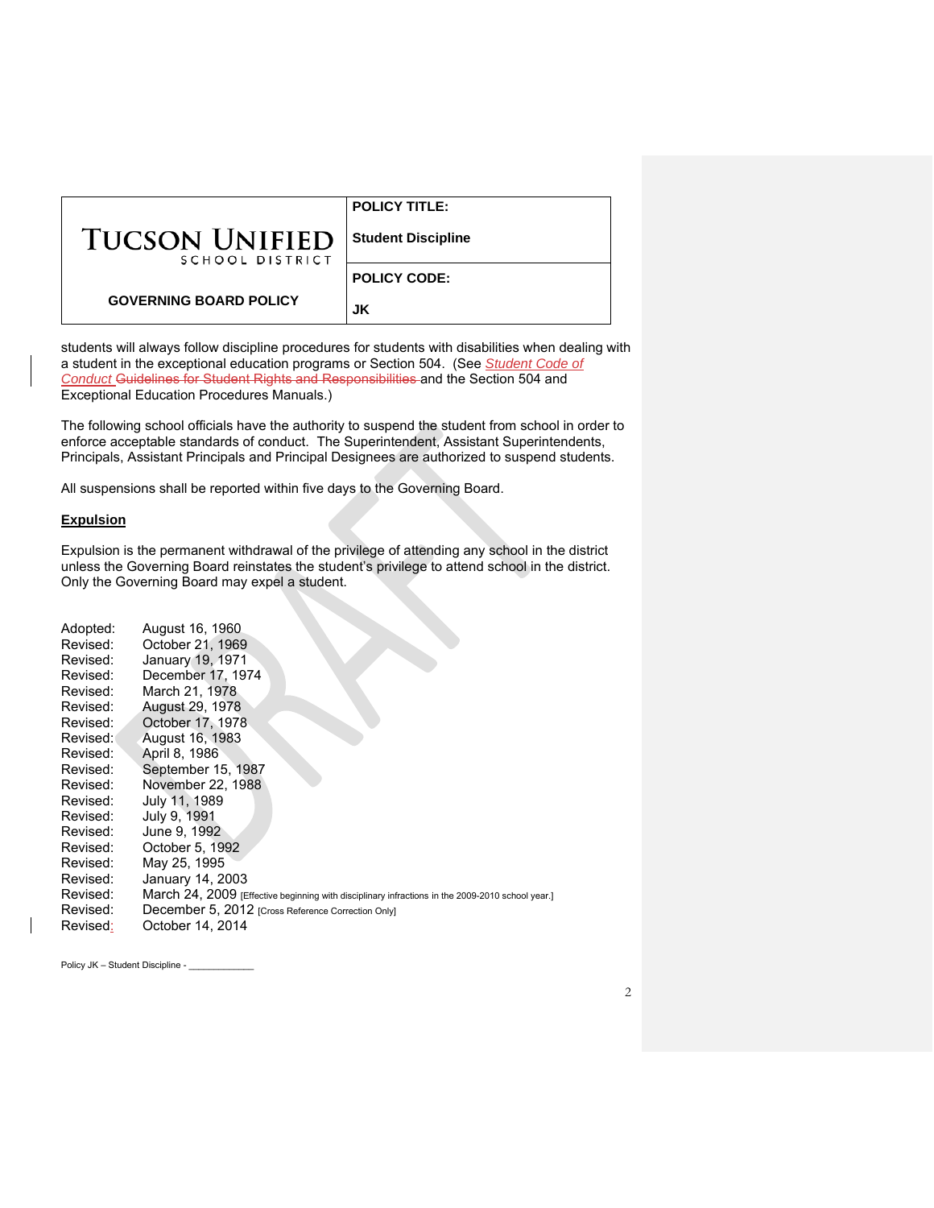students will always follow discipline procedures for students with disabilities when dealing with a student in the exceptional education programs or Section 504. (See *Student Code of Conduct* ~~Guidelines for Student Rights and Responsibilities~~ and the Section 504 and Exceptional Education Procedures Manuals.)

The following school officials have the authority to suspend the student from school in order to enforce acceptable standards of conduct. The Superintendent, Assistant Superintendents, Principals, Assistant Principals and Principal Designees are authorized to suspend students.

All suspensions shall be reported within five days to the Governing Board.

**Expulsion**

Expulsion is the permanent withdrawal of the privilege of attending any school in the district unless the Governing Board reinstates the student's privilege to attend school in the district. Only the Governing Board may expel a student.

Adopted: August 16, 1960
Revised: October 21, 1969
Revised: January 19, 1971
Revised: December 17, 1974
Revised: March 21, 1978
Revised: August 29, 1978
Revised: October 17, 1978
Revised: August 16, 1983
Revised: April 8, 1986
Revised: September 15, 1987
Revised: November 22, 1988
Revised: July 11, 1989
Revised: July 9, 1991
Revised: June 9, 1992
Revised: October 5, 1992
Revised: May 25, 1995
Revised: January 14, 2003
Revised: March 24, 2009 [Effective beginning with disciplinary infractions in the 2009-2010 school year.]
Revised: December 5, 2012 [Cross Reference Correction Only]
Revised: October 14, 2014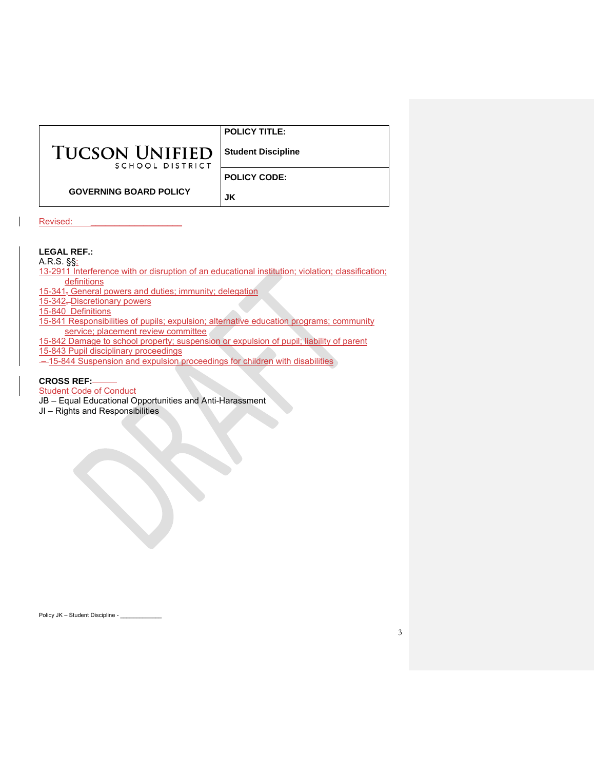| TUCSON UNIFIED SCHOOL DISTRICT | POLICY TITLE: Student Discipline |
| --- | --- |
| GOVERNING BOARD POLICY | POLICY CODE: JK |

Revised: ___________________

**LEGAL REF.:**

A.R.S. §§:

13-2911 Interference with or disruption of an educational institution; violation; classification; definitions

15-341, General powers and duties; immunity; delegation

15-342, Discretionary powers

15-840 Definitions

15-841 Responsibilities of pupils; expulsion; alternative education programs; community service; placement review committee

15-842 Damage to school property; suspension or expulsion of pupil; liability of parent

15-843 Pupil disciplinary proceedings

— 15-844 Suspension and expulsion proceedings for children with disabilities

**CROSS REF:**

Student Code of Conduct

JB – Equal Educational Opportunities and Anti-Harassment

JI – Rights and Responsibilities